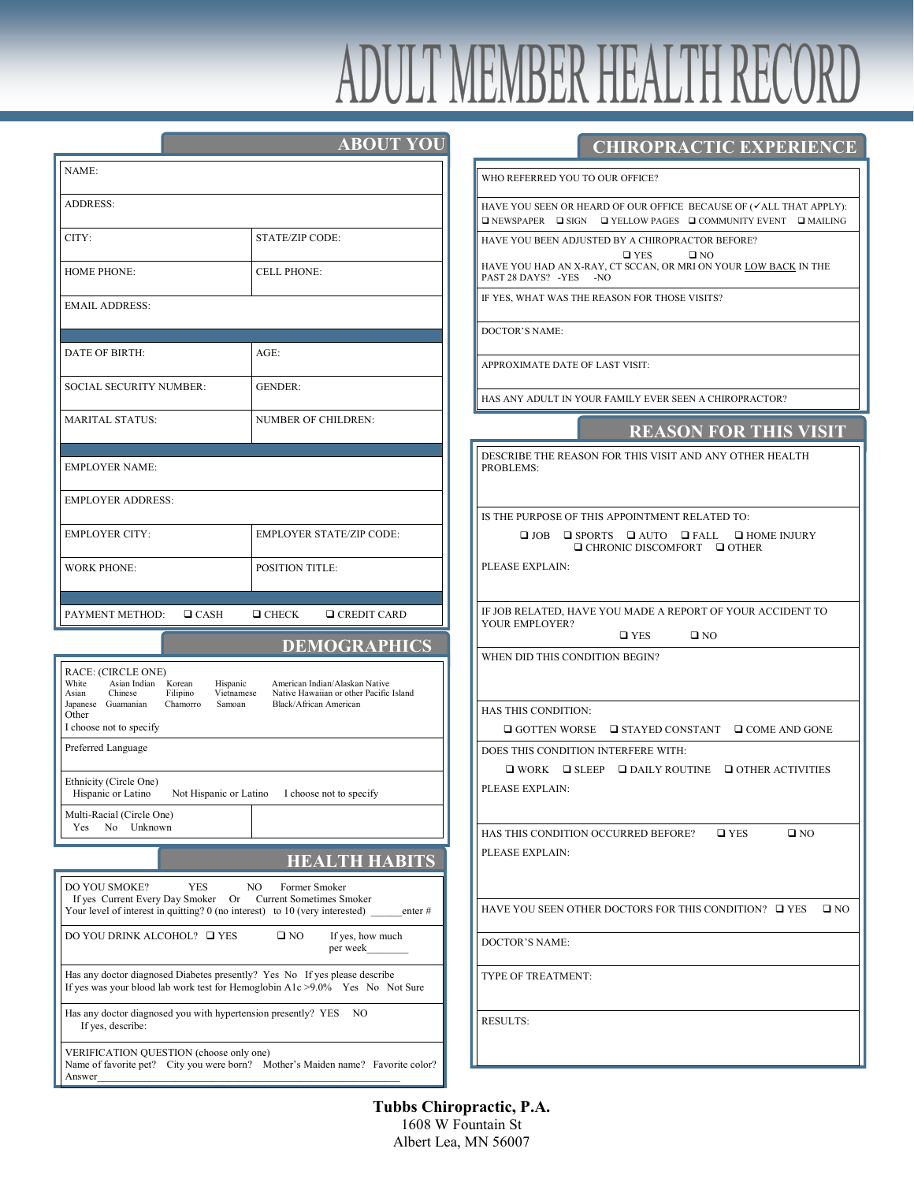# ADULT MEMBER HEALTH RECORD

## ABOUT YOU

| | |
|---|---|
| NAME: | |
| ADDRESS: | |
| CITY: | STATE/ZIP CODE: |
| HOME PHONE: | CELL PHONE: |
| EMAIL ADDRESS: | |
| DATE OF BIRTH: | AGE: |
| SOCIAL SECURITY NUMBER: | GENDER: |
| MARITAL STATUS: | NUMBER OF CHILDREN: |
| EMPLOYER NAME: | |
| EMPLOYER ADDRESS: | |
| EMPLOYER CITY: | EMPLOYER STATE/ZIP CODE: |
| WORK PHONE: | POSITION TITLE: |
| PAYMENT METHOD: ❑ CASH ❑ CHECK ❑ CREDIT CARD | |

## DEMOGRAPHICS

RACE: (CIRCLE ONE)
White, Asian Indian, Korean, Hispanic, American Indian/Alaskan Native
Asian, Chinese, Filipino, Vietnamese, Native Hawaiian or other Pacific Island
Japanese, Guamanian, Chamorro, Samoan, Black/African American
Other
I choose not to specify

Preferred Language

Ethnicity (Circle One)
Hispanic or Latino   Not Hispanic or Latino   I choose not to specify

Multi-Racial (Circle One)
Yes   No   Unknown

## HEALTH HABITS

DO YOU SMOKE? YES NO Former Smoker
If yes Current Every Day Smoker Or Current Sometimes Smoker
Your level of interest in quitting? 0 (no interest) to 10 (very interested) ______enter #

DO YOU DRINK ALCOHOL? ❑ YES ❑ NO If yes, how much per week________

Has any doctor diagnosed Diabetes presently? Yes No If yes please describe
If yes was your blood lab work test for Hemoglobin A1c >9.0% Yes No Not Sure

Has any doctor diagnosed you with hypertension presently? YES NO
If yes, describe:

VERIFICATION QUESTION (choose only one)
Name of favorite pet? City you were born? Mother's Maiden name? Favorite color?
Answer______________________________________________________

## CHIROPRACTIC EXPERIENCE

WHO REFERRED YOU TO OUR OFFICE?

HAVE YOU SEEN OR HEARD OF OUR OFFICE BECAUSE OF (✓ALL THAT APPLY):
❑ NEWSPAPER ❑ SIGN ❑ YELLOW PAGES ❑ COMMUNITY EVENT ❑ MAILING

HAVE YOU BEEN ADJUSTED BY A CHIROPRACTOR BEFORE?
❑ YES ❑ NO
HAVE YOU HAD AN X-RAY, CT SCCAN, OR MRI ON YOUR LOW BACK IN THE PAST 28 DAYS? -YES -NO

IF YES, WHAT WAS THE REASON FOR THOSE VISITS?

DOCTOR'S NAME:

APPROXIMATE DATE OF LAST VISIT:

HAS ANY ADULT IN YOUR FAMILY EVER SEEN A CHIROPRACTOR?

## REASON FOR THIS VISIT

DESCRIBE THE REASON FOR THIS VISIT AND ANY OTHER HEALTH PROBLEMS:

IS THE PURPOSE OF THIS APPOINTMENT RELATED TO:
❑ JOB ❑ SPORTS ❑ AUTO ❑ FALL ❑ HOME INJURY ❑ CHRONIC DISCOMFORT ❑ OTHER

PLEASE EXPLAIN:

IF JOB RELATED, HAVE YOU MADE A REPORT OF YOUR ACCIDENT TO YOUR EMPLOYER?
❑ YES ❑ NO

WHEN DID THIS CONDITION BEGIN?

HAS THIS CONDITION:
❑ GOTTEN WORSE ❑ STAYED CONSTANT ❑ COME AND GONE

DOES THIS CONDITION INTERFERE WITH:
❑ WORK ❑ SLEEP ❑ DAILY ROUTINE ❑ OTHER ACTIVITIES

PLEASE EXPLAIN:

HAS THIS CONDITION OCCURRED BEFORE? ❑ YES ❑ NO

PLEASE EXPLAIN:

HAVE YOU SEEN OTHER DOCTORS FOR THIS CONDITION? ❑ YES ❑ NO

DOCTOR'S NAME:

TYPE OF TREATMENT:

RESULTS:

**Tubbs Chiropractic, P.A.**
1608 W Fountain St
Albert Lea, MN 56007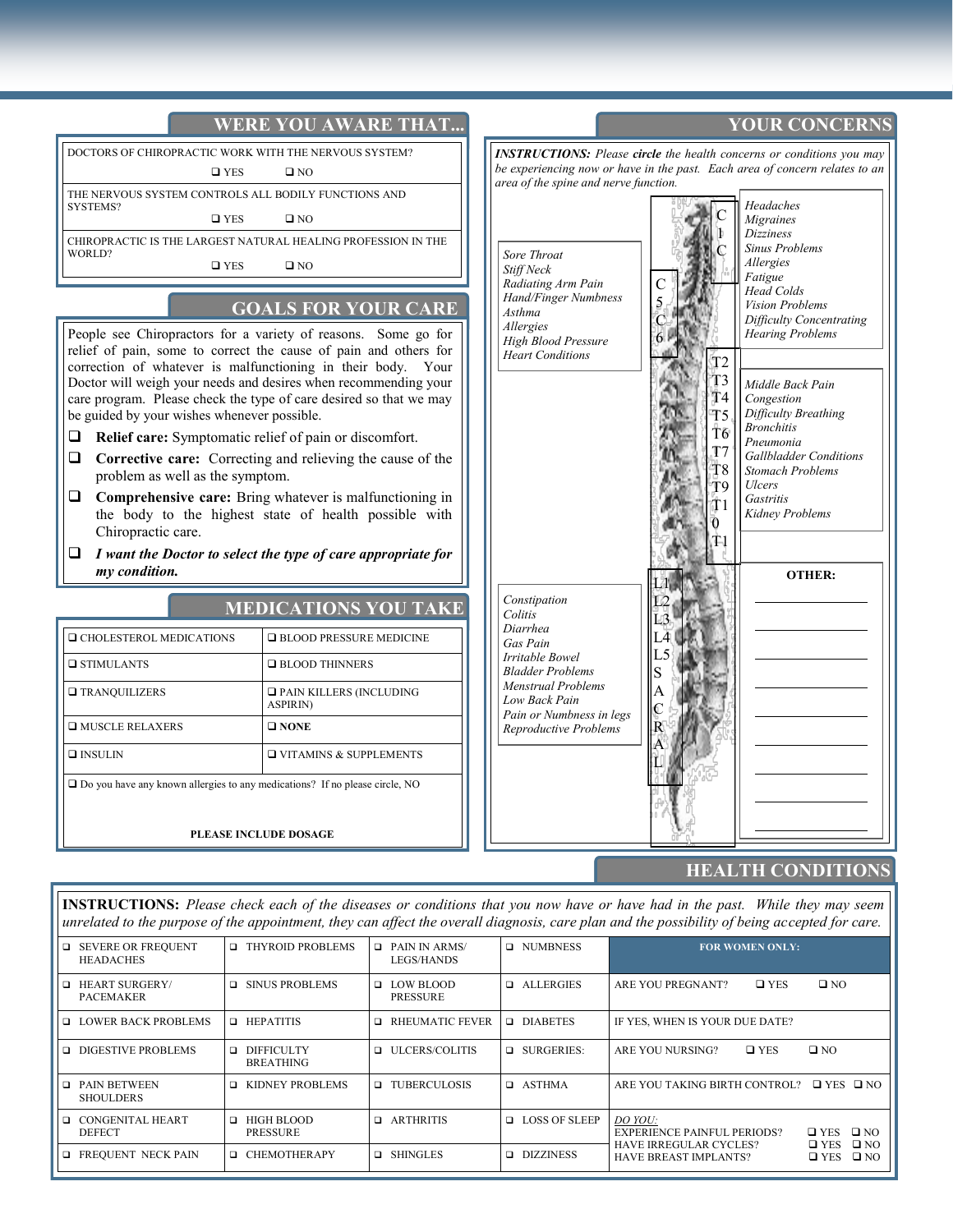## WERE YOU AWARE THAT...

DOCTORS OF CHIROPRACTIC WORK WITH THE NERVOUS SYSTEM?

❑ YES ❑ NO

THE NERVOUS SYSTEM CONTROLS ALL BODILY FUNCTIONS AND SYSTEMS?

❑ YES ❑ NO

CHIROPRACTIC IS THE LARGEST NATURAL HEALING PROFESSION IN THE WORLD?

❑ YES ❑ NO

## GOALS FOR YOUR CARE

People see Chiropractors for a variety of reasons. Some go for relief of pain, some to correct the cause of pain and others for correction of whatever is malfunctioning in their body. Your Doctor will weigh your needs and desires when recommending your care program. Please check the type of care desired so that we may be guided by your wishes whenever possible.

- ❑ **Relief care:** Symptomatic relief of pain or discomfort.
- ❑ **Corrective care:** Correcting and relieving the cause of the problem as well as the symptom.
- ❑ **Comprehensive care:** Bring whatever is malfunctioning in the body to the highest state of health possible with Chiropractic care.
- ❑ ***I want the Doctor to select the type of care appropriate for my condition.***

## MEDICATIONS YOU TAKE

| | |
|---|---|
| ❑ CHOLESTEROL MEDICATIONS | ❑ BLOOD PRESSURE MEDICINE |
| ❑ STIMULANTS | ❑ BLOOD THINNERS |
| ❑ TRANQUILIZERS | ❑ PAIN KILLERS (INCLUDING ASPIRIN) |
| ❑ MUSCLE RELAXERS | ❑ **NONE** |
| ❑ INSULIN | ❑ VITAMINS & SUPPLEMENTS |

❑ Do you have any known allergies to any medications? If no please circle, NO

**PLEASE INCLUDE DOSAGE**

## YOUR CONCERNS

***INSTRUCTIONS:*** *Please **circle** the health concerns or conditions you may be experiencing now or have in the past. Each area of concern relates to an area of the spine and nerve function.*

**C1 – C** (cervical)

*Headaches*
*Migraines*
*Dizziness*
*Sinus Problems*
*Allergies*
*Fatigue*
*Head Colds*
*Vision Problems*
*Difficulty Concentrating*
*Hearing Problems*

**C5 – C6**

*Sore Throat*
*Stiff Neck*
*Radiating Arm Pain*
*Hand/Finger Numbness*
*Asthma*
*Allergies*
*High Blood Pressure*
*Heart Conditions*

**T2 – T11**

*Middle Back Pain*
*Congestion*
*Difficulty Breathing*
*Bronchitis*
*Pneumonia*
*Gallbladder Conditions*
*Stomach Problems*
*Ulcers*
*Gastritis*
*Kidney Problems*

**L1 – L5, SACRAL**

*Constipation*
*Colitis*
*Diarrhea*
*Gas Pain*
*Irritable Bowel*
*Bladder Problems*
*Menstrual Problems*
*Low Back Pain*
*Pain or Numbness in legs*
*Reproductive Problems*

**OTHER:**

\_\_\_\_\_\_\_\_\_\_\_\_\_\_\_\_\_\_\_\_
\_\_\_\_\_\_\_\_\_\_\_\_\_\_\_\_\_\_\_\_
\_\_\_\_\_\_\_\_\_\_\_\_\_\_\_\_\_\_\_\_
\_\_\_\_\_\_\_\_\_\_\_\_\_\_\_\_\_\_\_\_
\_\_\_\_\_\_\_\_\_\_\_\_\_\_\_\_\_\_\_\_
\_\_\_\_\_\_\_\_\_\_\_\_\_\_\_\_\_\_\_\_
\_\_\_\_\_\_\_\_\_\_\_\_\_\_\_\_\_\_\_\_
\_\_\_\_\_\_\_\_\_\_\_\_\_\_\_\_\_\_\_\_
\_\_\_\_\_\_\_\_\_\_\_\_\_\_\_\_\_\_\_\_

## HEALTH CONDITIONS

**INSTRUCTIONS:** *Please check each of the diseases or conditions that you now have or have had in the past. While they may seem unrelated to the purpose of the appointment, they can affect the overall diagnosis, care plan and the possibility of being accepted for care.*

| | | | | **FOR WOMEN ONLY:** |
|---|---|---|---|---|
| ❑ SEVERE OR FREQUENT HEADACHES | ❑ THYROID PROBLEMS | ❑ PAIN IN ARMS/ LEGS/HANDS | ❑ NUMBNESS | |
| ❑ HEART SURGERY/ PACEMAKER | ❑ SINUS PROBLEMS | ❑ LOW BLOOD PRESSURE | ❑ ALLERGIES | ARE YOU PREGNANT? ❑ YES ❑ NO |
| ❑ LOWER BACK PROBLEMS | ❑ HEPATITIS | ❑ RHEUMATIC FEVER | ❑ DIABETES | IF YES, WHEN IS YOUR DUE DATE? |
| ❑ DIGESTIVE PROBLEMS | ❑ DIFFICULTY BREATHING | ❑ ULCERS/COLITIS | ❑ SURGERIES: | ARE YOU NURSING? ❑ YES ❑ NO |
| ❑ PAIN BETWEEN SHOULDERS | ❑ KIDNEY PROBLEMS | ❑ TUBERCULOSIS | ❑ ASTHMA | ARE YOU TAKING BIRTH CONTROL? ❑ YES ❑ NO |
| ❑ CONGENITAL HEART DEFECT | ❑ HIGH BLOOD PRESSURE | ❑ ARTHRITIS | ❑ LOSS OF SLEEP | *DO YOU:* EXPERIENCE PAINFUL PERIODS? ❑ YES ❑ NO |
| ❑ FREQUENT NECK PAIN | ❑ CHEMOTHERAPY | ❑ SHINGLES | ❑ DIZZINESS | HAVE IRREGULAR CYCLES? ❑ YES ❑ NO<br>HAVE BREAST IMPLANTS? ❑ YES ❑ NO |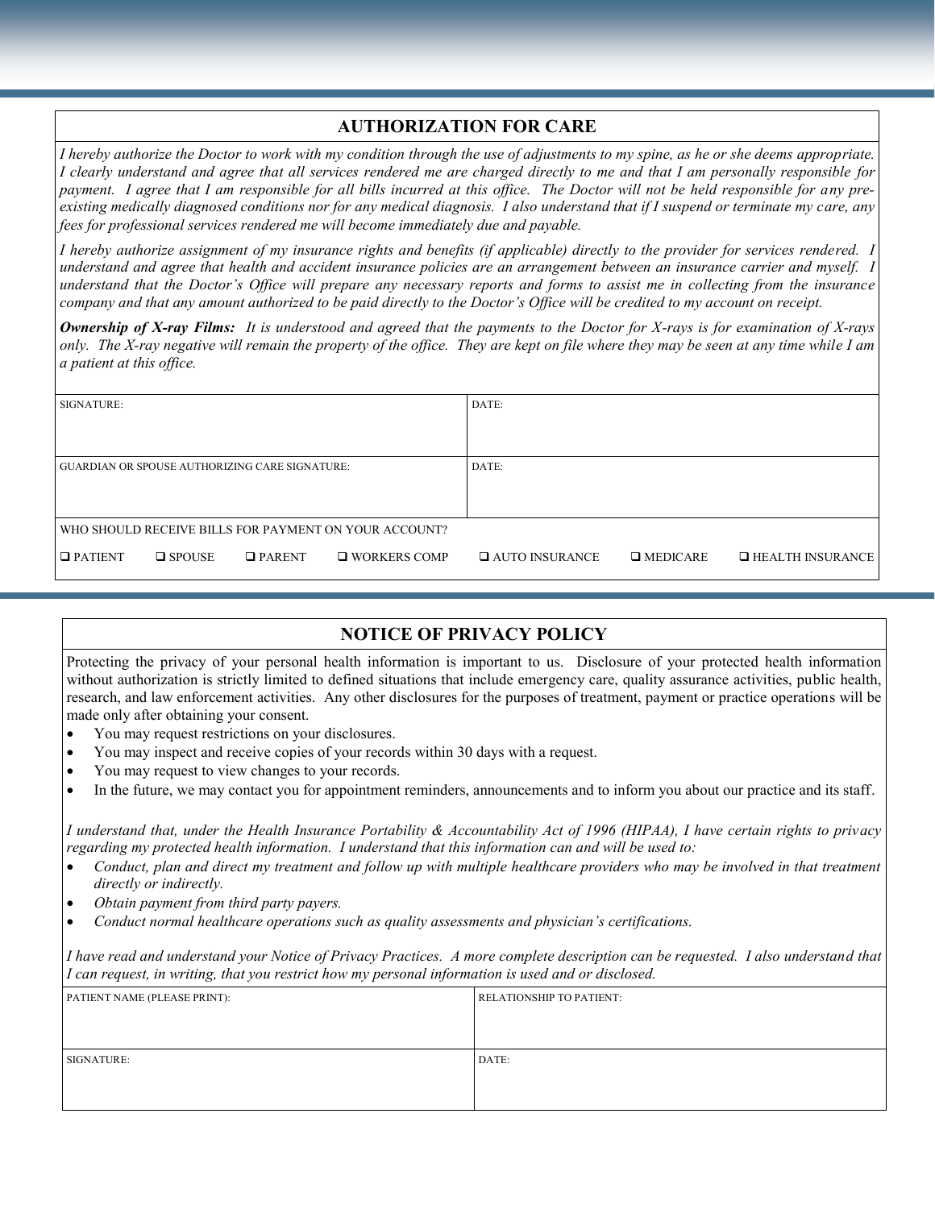## AUTHORIZATION FOR CARE

*I hereby authorize the Doctor to work with my condition through the use of adjustments to my spine, as he or she deems appropriate. I clearly understand and agree that all services rendered me are charged directly to me and that I am personally responsible for payment. I agree that I am responsible for all bills incurred at this office. The Doctor will not be held responsible for any pre-existing medically diagnosed conditions nor for any medical diagnosis. I also understand that if I suspend or terminate my care, any fees for professional services rendered me will become immediately due and payable.*

*I hereby authorize assignment of my insurance rights and benefits (if applicable) directly to the provider for services rendered. I understand and agree that health and accident insurance policies are an arrangement between an insurance carrier and myself. I understand that the Doctor's Office will prepare any necessary reports and forms to assist me in collecting from the insurance company and that any amount authorized to be paid directly to the Doctor's Office will be credited to my account on receipt.*

***Ownership of X-ray Films:*** *It is understood and agreed that the payments to the Doctor for X-rays is for examination of X-rays only. The X-ray negative will remain the property of the office. They are kept on file where they may be seen at any time while I am a patient at this office.*

| SIGNATURE: | DATE: |
|---|---|
| GUARDIAN OR SPOUSE AUTHORIZING CARE SIGNATURE: | DATE: |

WHO SHOULD RECEIVE BILLS FOR PAYMENT ON YOUR ACCOUNT?

❑ PATIENT ❑ SPOUSE ❑ PARENT ❑ WORKERS COMP ❑ AUTO INSURANCE ❑ MEDICARE ❑ HEALTH INSURANCE

## NOTICE OF PRIVACY POLICY

Protecting the privacy of your personal health information is important to us. Disclosure of your protected health information without authorization is strictly limited to defined situations that include emergency care, quality assurance activities, public health, research, and law enforcement activities. Any other disclosures for the purposes of treatment, payment or practice operations will be made only after obtaining your consent.

- You may request restrictions on your disclosures.
- You may inspect and receive copies of your records within 30 days with a request.
- You may request to view changes to your records.
- In the future, we may contact you for appointment reminders, announcements and to inform you about our practice and its staff.

*I understand that, under the Health Insurance Portability & Accountability Act of 1996 (HIPAA), I have certain rights to privacy regarding my protected health information. I understand that this information can and will be used to:*

- *Conduct, plan and direct my treatment and follow up with multiple healthcare providers who may be involved in that treatment directly or indirectly.*
- *Obtain payment from third party payers.*
- *Conduct normal healthcare operations such as quality assessments and physician's certifications.*

*I have read and understand your Notice of Privacy Practices. A more complete description can be requested. I also understand that I can request, in writing, that you restrict how my personal information is used and or disclosed.*

| PATIENT NAME (PLEASE PRINT): | RELATIONSHIP TO PATIENT: |
|---|---|
| SIGNATURE: | DATE: |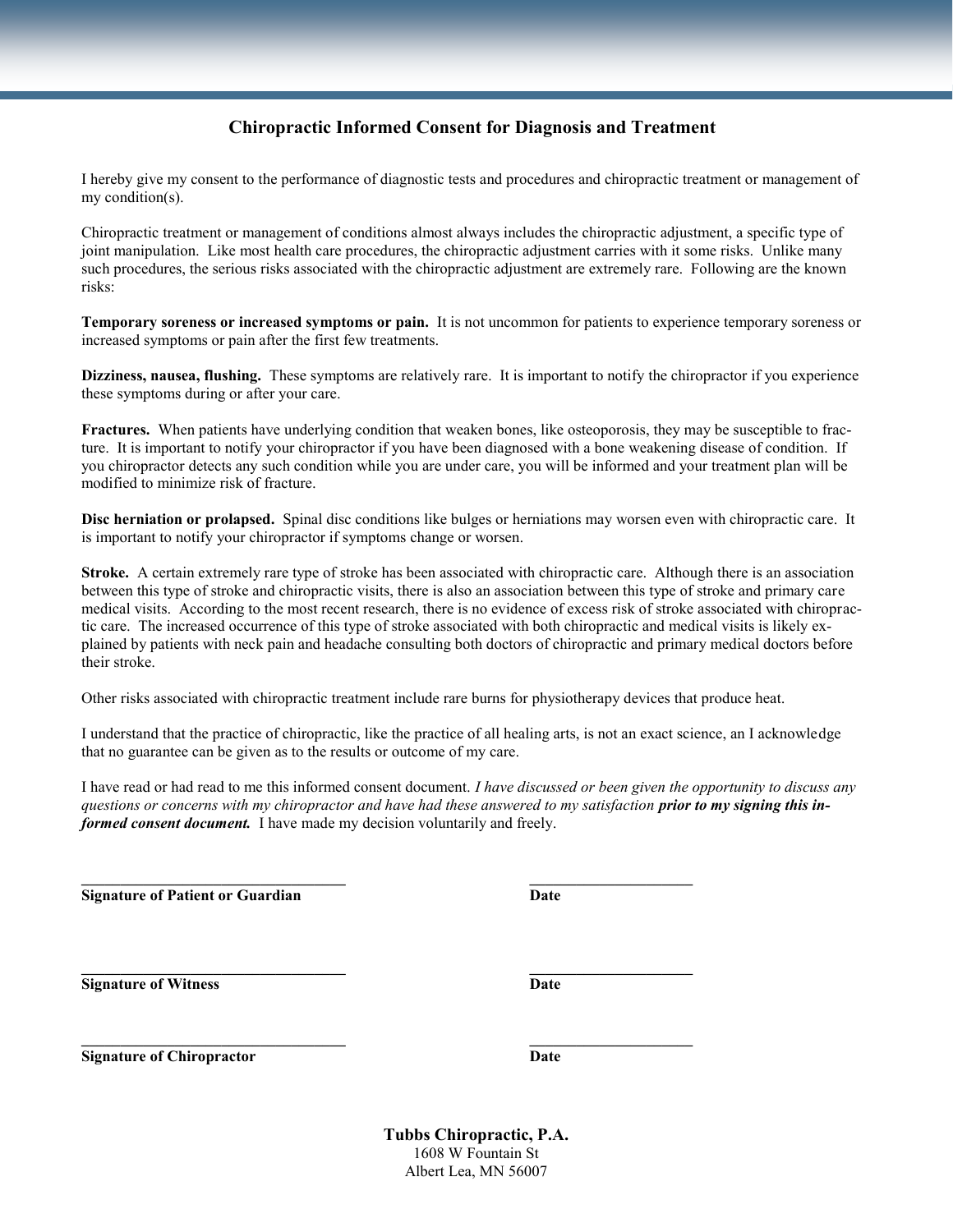## Chiropractic Informed Consent for Diagnosis and Treatment

I hereby give my consent to the performance of diagnostic tests and procedures and chiropractic treatment or management of my condition(s).

Chiropractic treatment or management of conditions almost always includes the chiropractic adjustment, a specific type of joint manipulation. Like most health care procedures, the chiropractic adjustment carries with it some risks. Unlike many such procedures, the serious risks associated with the chiropractic adjustment are extremely rare. Following are the known risks:

**Temporary soreness or increased symptoms or pain.** It is not uncommon for patients to experience temporary soreness or increased symptoms or pain after the first few treatments.

**Dizziness, nausea, flushing.** These symptoms are relatively rare. It is important to notify the chiropractor if you experience these symptoms during or after your care.

**Fractures.** When patients have underlying condition that weaken bones, like osteoporosis, they may be susceptible to fracture. It is important to notify your chiropractor if you have been diagnosed with a bone weakening disease of condition. If you chiropractor detects any such condition while you are under care, you will be informed and your treatment plan will be modified to minimize risk of fracture.

**Disc herniation or prolapsed.** Spinal disc conditions like bulges or herniations may worsen even with chiropractic care. It is important to notify your chiropractor if symptoms change or worsen.

**Stroke.** A certain extremely rare type of stroke has been associated with chiropractic care. Although there is an association between this type of stroke and chiropractic visits, there is also an association between this type of stroke and primary care medical visits. According to the most recent research, there is no evidence of excess risk of stroke associated with chiropractic care. The increased occurrence of this type of stroke associated with both chiropractic and medical visits is likely explained by patients with neck pain and headache consulting both doctors of chiropractic and primary medical doctors before their stroke.

Other risks associated with chiropractic treatment include rare burns for physiotherapy devices that produce heat.

I understand that the practice of chiropractic, like the practice of all healing arts, is not an exact science, an I acknowledge that no guarantee can be given as to the results or outcome of my care.

I have read or had read to me this informed consent document. *I have discussed or been given the opportunity to discuss any questions or concerns with my chiropractor and have had these answered to my satisfaction* ***prior to my signing this informed consent document.*** I have made my decision voluntarily and freely.

\_\_\_\_\_\_\_\_\_\_\_\_\_\_\_\_\_\_\_\_\_\_\_\_\_\_\_\_\_\_\_\_\_\_ \_\_\_\_\_\_\_\_\_\_\_\_\_\_\_\_\_\_\_\_\_
**Signature of Patient or Guardian** **Date**

\_\_\_\_\_\_\_\_\_\_\_\_\_\_\_\_\_\_\_\_\_\_\_\_\_\_\_\_\_\_\_\_\_\_ \_\_\_\_\_\_\_\_\_\_\_\_\_\_\_\_\_\_\_\_\_
**Signature of Witness** **Date**

\_\_\_\_\_\_\_\_\_\_\_\_\_\_\_\_\_\_\_\_\_\_\_\_\_\_\_\_\_\_\_\_\_\_ \_\_\_\_\_\_\_\_\_\_\_\_\_\_\_\_\_\_\_\_\_
**Signature of Chiropractor** **Date**

**Tubbs Chiropractic, P.A.**
1608 W Fountain St
Albert Lea, MN 56007